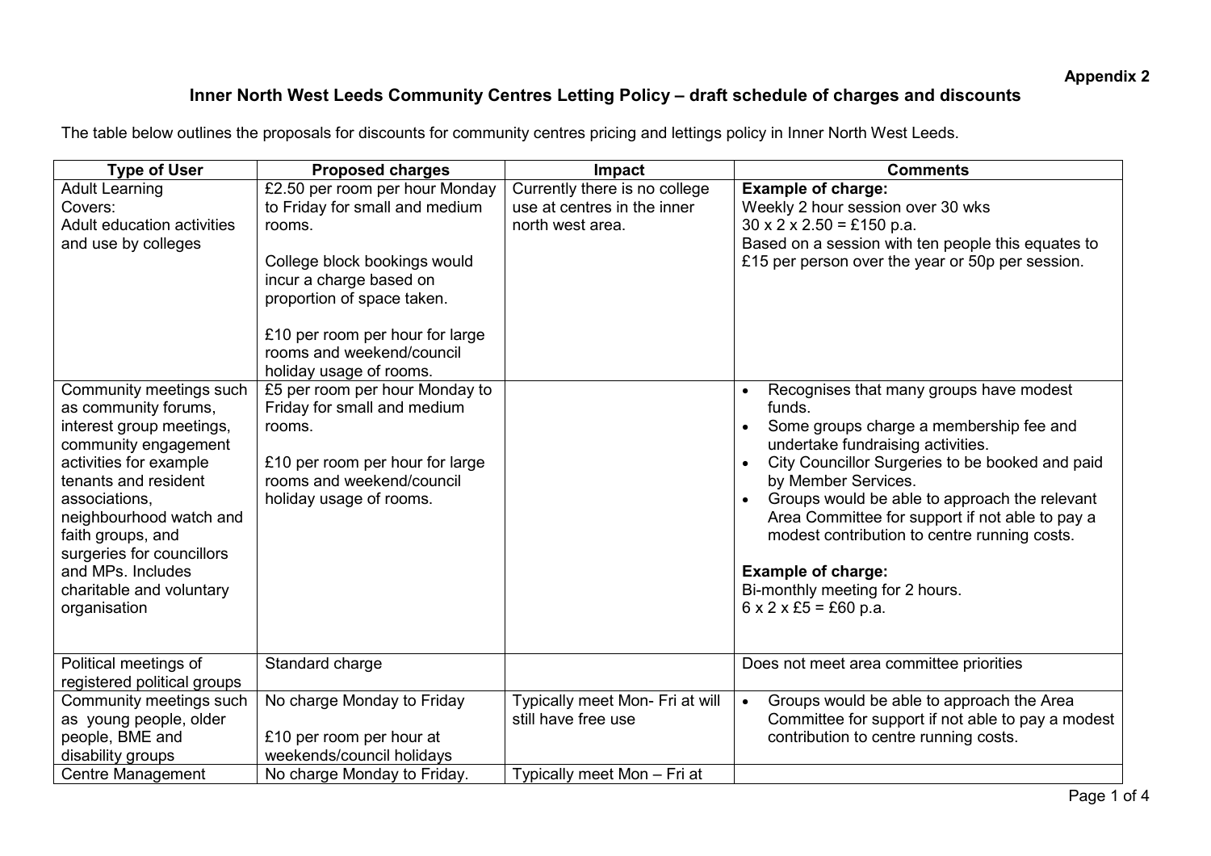Appendix 2

# Inner North West Leeds Community Centres Letting Policy – draft schedule of charges and discounts

The table below outlines the proposals for discounts for community centres pricing and lettings policy in Inner North West Leeds.

| Type of User | Proposed charges | Impact | Comments |
|---|---|---|---|
| Adult Learning<br>Covers:<br>Adult education activities and use by colleges | £2.50 per room per hour Monday to Friday for small and medium rooms.<br><br>College block bookings would incur a charge based on proportion of space taken.<br><br>£10 per room per hour for large rooms and weekend/council holiday usage of rooms. | Currently there is no college use at centres in the inner north west area. | **Example of charge:**<br>Weekly 2 hour session over 30 wks<br>30 x 2 x 2.50 = £150 p.a.<br>Based on a session with ten people this equates to £15 per person over the year or 50p per session. |
| Community meetings such as community forums, interest group meetings, community engagement activities for example tenants and resident associations, neighbourhood watch and faith groups, and surgeries for councillors and MPs. Includes charitable and voluntary organisation | £5 per room per hour Monday to Friday for small and medium rooms.<br><br>£10 per room per hour for large rooms and weekend/council holiday usage of rooms. | | • Recognises that many groups have modest funds.<br>• Some groups charge a membership fee and undertake fundraising activities.<br>• City Councillor Surgeries to be booked and paid by Member Services.<br>• Groups would be able to approach the relevant Area Committee for support if not able to pay a modest contribution to centre running costs.<br><br>**Example of charge:**<br>Bi-monthly meeting for 2 hours.<br>6 x 2 x £5 = £60 p.a. |
| Political meetings of registered political groups | Standard charge | | Does not meet area committee priorities |
| Community meetings such as young people, older people, BME and disability groups | No charge Monday to Friday<br><br>£10 per room per hour at weekends/council holidays | Typically meet Mon- Fri at will still have free use | • Groups would be able to approach the Area Committee for support if not able to pay a modest contribution to centre running costs. |
| Centre Management | No charge Monday to Friday. | Typically meet Mon – Fri at | |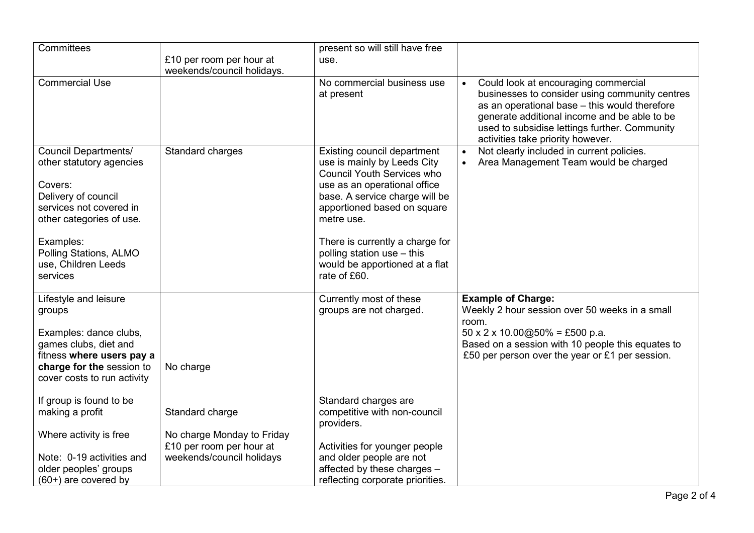| Committees | £10 per room per hour at weekends/council holidays. | present so will still have free use. | |
|---|---|---|---|
| Commercial Use | | No commercial business use at present | • Could look at encouraging commercial businesses to consider using community centres as an operational base – this would therefore generate additional income and be able to be used to subsidise lettings further. Community activities take priority however. |
| Council Departments/ other statutory agencies<br><br>Covers:<br>Delivery of council services not covered in other categories of use.<br><br>Examples:<br>Polling Stations, ALMO use, Children Leeds services | Standard charges | Existing council department use is mainly by Leeds City Council Youth Services who use as an operational office base. A service charge will be apportioned based on square metre use.<br><br>There is currently a charge for polling station use – this would be apportioned at a flat rate of £60. | • Not clearly included in current policies.<br>• Area Management Team would be charged |
| Lifestyle and leisure groups<br><br>Examples: dance clubs, games clubs, diet and fitness **where users pay a charge for the** session to cover costs to run activity<br><br>If group is found to be making a profit<br><br>Where activity is free<br><br>Note: 0-19 activities and older peoples' groups (60+) are covered by | No charge<br><br>Standard charge<br><br>No charge Monday to Friday<br>£10 per room per hour at weekends/council holidays | Currently most of these groups are not charged.<br><br>Standard charges are competitive with non-council providers.<br><br>Activities for younger people and older people are not affected by these charges – reflecting corporate priorities. | **Example of Charge:**<br>Weekly 2 hour session over 50 weeks in a small room.<br>50 x 2 x 10.00@50% = £500 p.a.<br>Based on a session with 10 people this equates to £50 per person over the year or £1 per session. |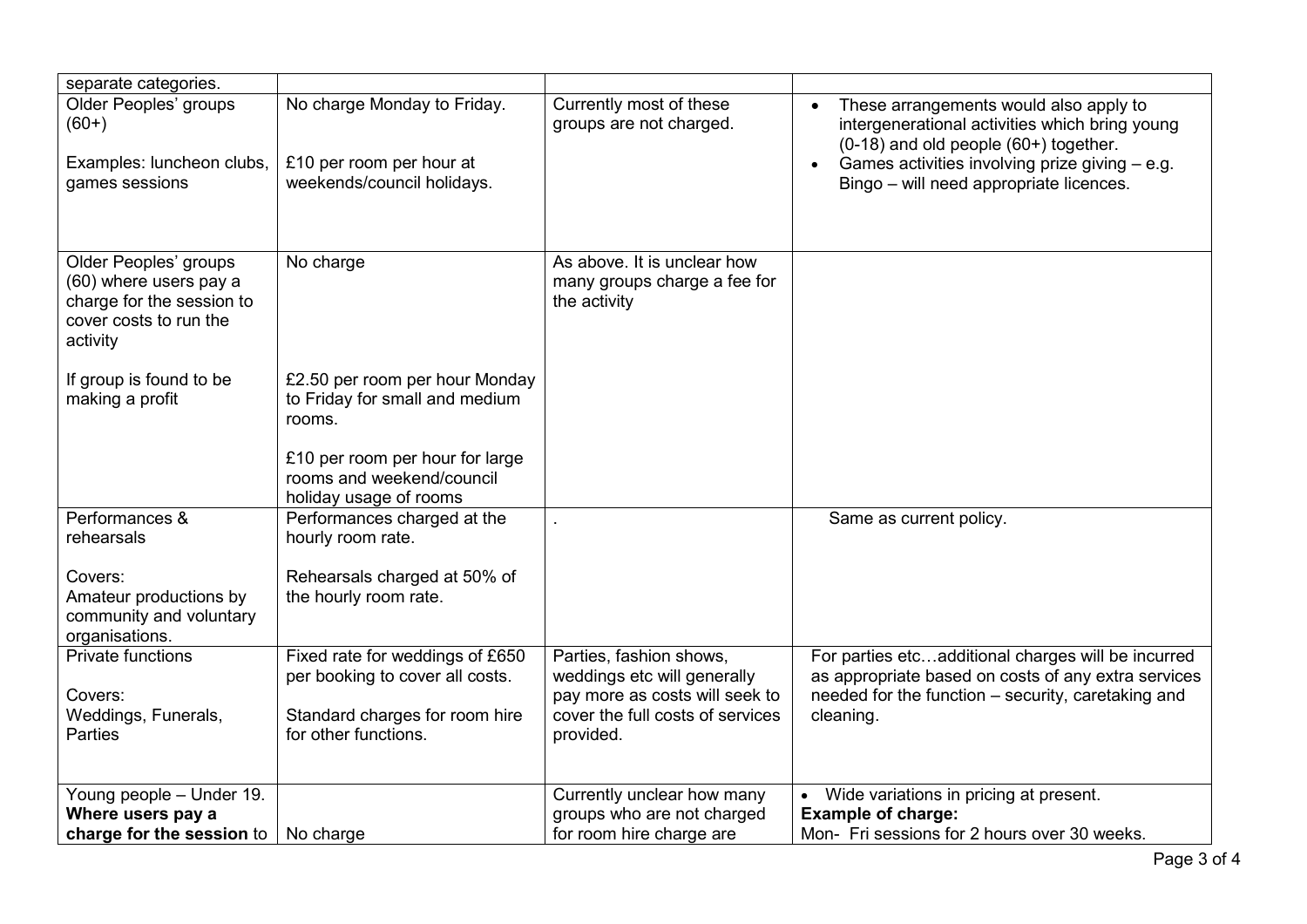| | | | |
|---|---|---|---|
| separate categories. | | | |
| Older Peoples' groups (60+)<br><br>Examples: luncheon clubs, games sessions | No charge Monday to Friday.<br><br>£10 per room per hour at weekends/council holidays. | Currently most of these groups are not charged. | • These arrangements would also apply to intergenerational activities which bring young (0-18) and old people (60+) together.<br>• Games activities involving prize giving – e.g. Bingo – will need appropriate licences. |
| Older Peoples' groups (60) where users pay a charge for the session to cover costs to run the activity<br><br>If group is found to be making a profit | No charge<br><br>£2.50 per room per hour Monday to Friday for small and medium rooms.<br><br>£10 per room per hour for large rooms and weekend/council holiday usage of rooms | As above. It is unclear how many groups charge a fee for the activity | |
| Performances & rehearsals<br><br>Covers:<br>Amateur productions by community and voluntary organisations. | Performances charged at the hourly room rate.<br><br>Rehearsals charged at 50% of the hourly room rate. | . | Same as current policy. |
| Private functions<br><br>Covers:<br>Weddings, Funerals, Parties | Fixed rate for weddings of £650 per booking to cover all costs.<br><br>Standard charges for room hire for other functions. | Parties, fashion shows, weddings etc will generally pay more as costs will seek to cover the full costs of services provided. | For parties etc…additional charges will be incurred as appropriate based on costs of any extra services needed for the function – security, caretaking and cleaning. |
| Young people – Under 19. **Where users pay a charge for the session** to | No charge | Currently unclear how many groups who are not charged for room hire charge are | • Wide variations in pricing at present.<br>**Example of charge:**<br>Mon- Fri sessions for 2 hours over 30 weeks. |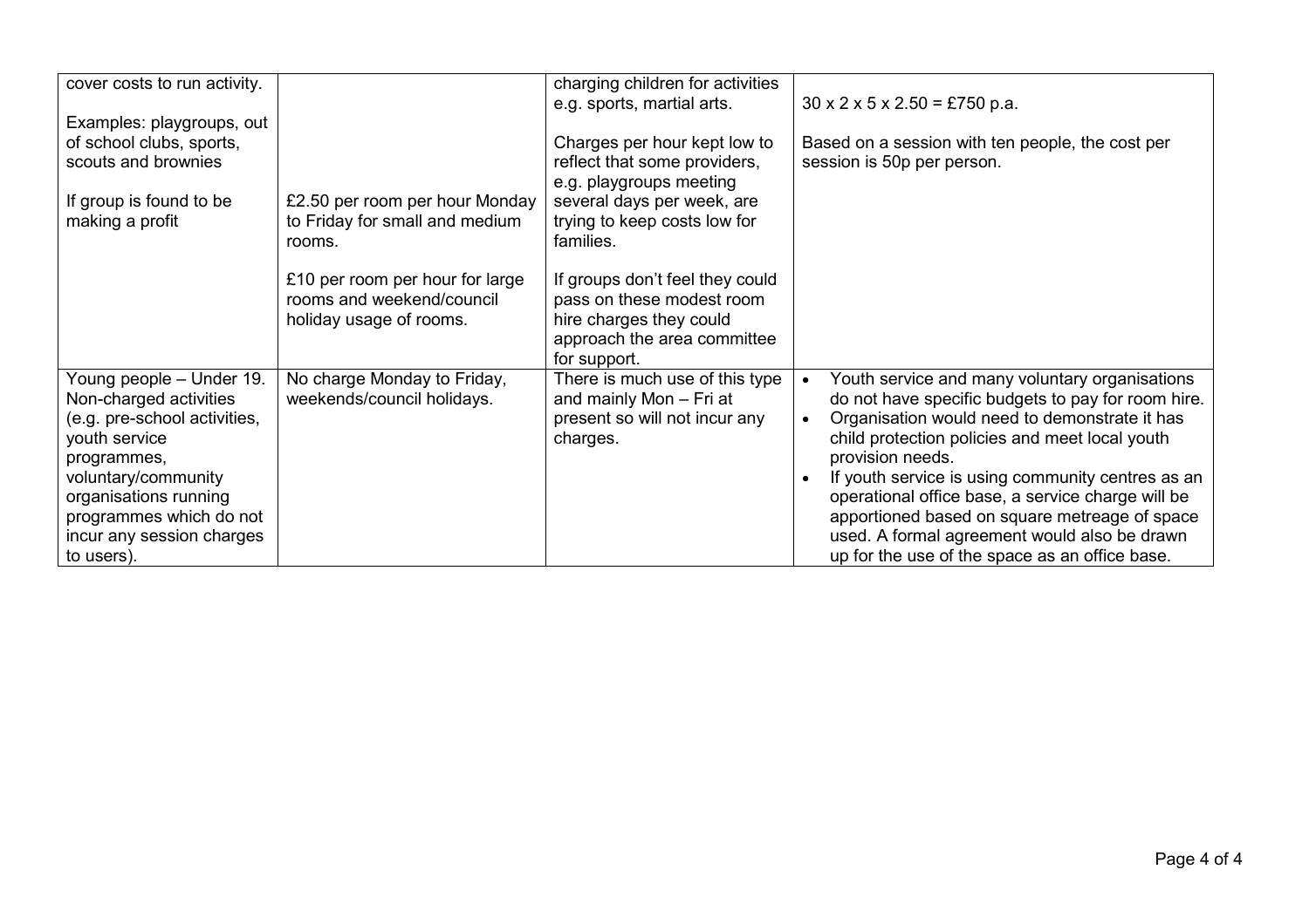| | | | |
|---|---|---|---|
| cover costs to run activity.<br><br>Examples: playgroups, out of school clubs, sports, scouts and brownies<br><br>If group is found to be making a profit | £2.50 per room per hour Monday to Friday for small and medium rooms.<br><br>£10 per room per hour for large rooms and weekend/council holiday usage of rooms. | charging children for activities e.g. sports, martial arts.<br><br>Charges per hour kept low to reflect that some providers, e.g. playgroups meeting several days per week, are trying to keep costs low for families.<br><br>If groups don't feel they could pass on these modest room hire charges they could approach the area committee for support. | 30 x 2 x 5 x 2.50 = £750 p.a.<br><br>Based on a session with ten people, the cost per session is 50p per person. |
| Young people – Under 19. Non-charged activities (e.g. pre-school activities, youth service programmes, voluntary/community organisations running programmes which do not incur any session charges to users). | No charge Monday to Friday, weekends/council holidays. | There is much use of this type and mainly Mon – Fri at present so will not incur any charges. | • Youth service and many voluntary organisations do not have specific budgets to pay for room hire.<br>• Organisation would need to demonstrate it has child protection policies and meet local youth provision needs.<br>• If youth service is using community centres as an operational office base, a service charge will be apportioned based on square metreage of space used. A formal agreement would also be drawn up for the use of the space as an office base. |